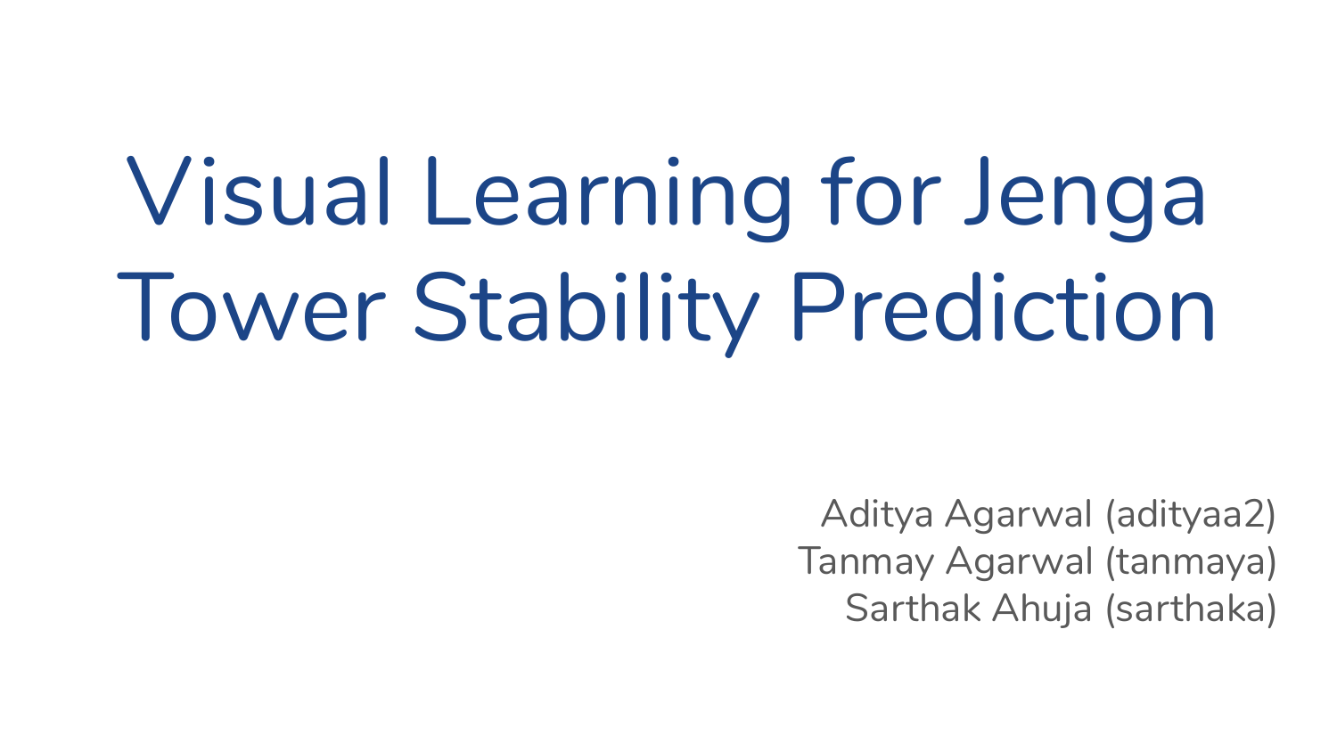# Visual Learning for Jenga Tower Stability Prediction

Aditya Agarwal (adityaa2)
Tanmay Agarwal (tanmaya)
Sarthak Ahuja (sarthaka)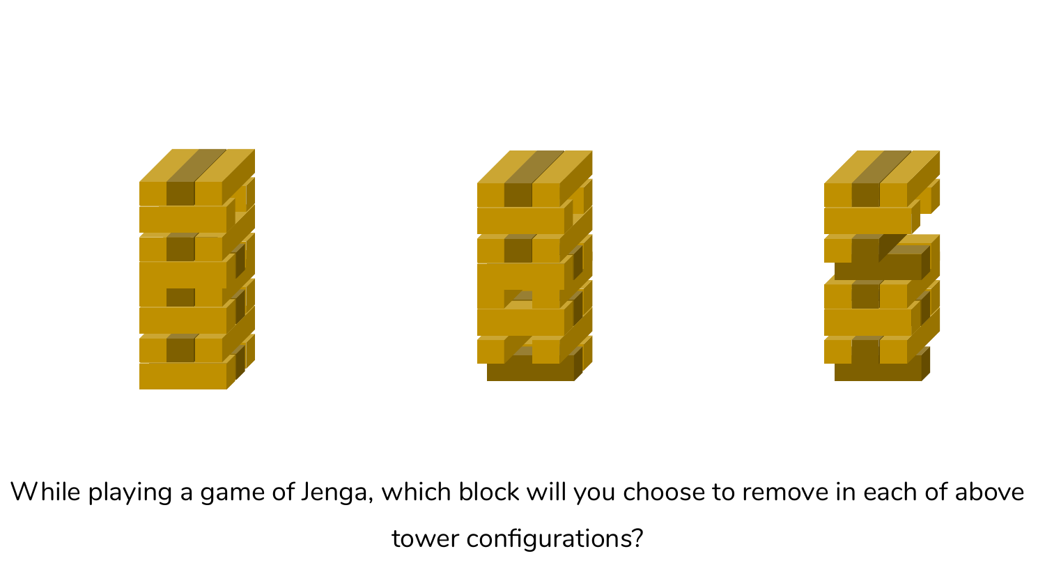While playing a game of Jenga, which block will you choose to remove in each of above tower configurations?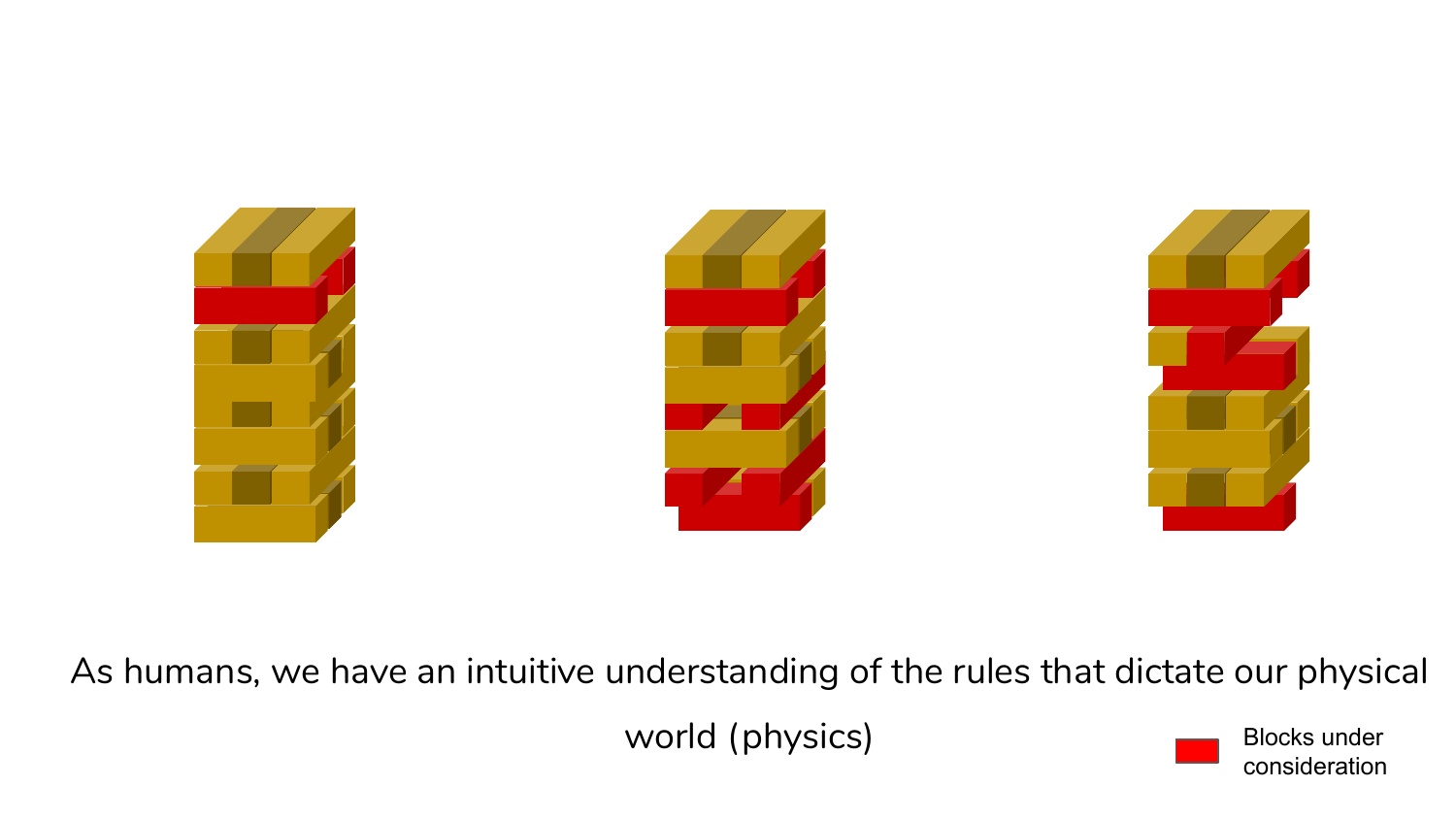As humans, we have an intuitive understanding of the rules that dictate our physical world (physics)

Blocks under consideration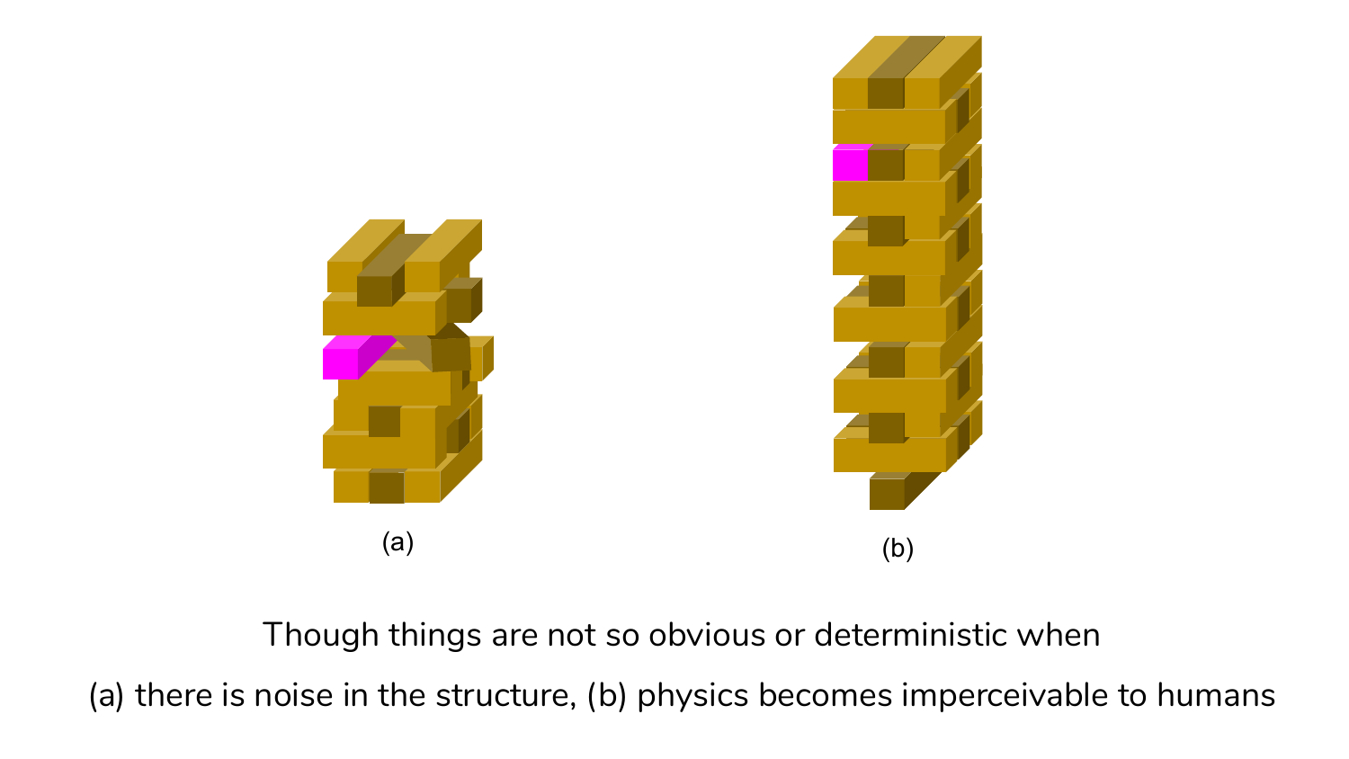(a)

(b)

Though things are not so obvious or deterministic when

(a) there is noise in the structure, (b) physics becomes imperceivable to humans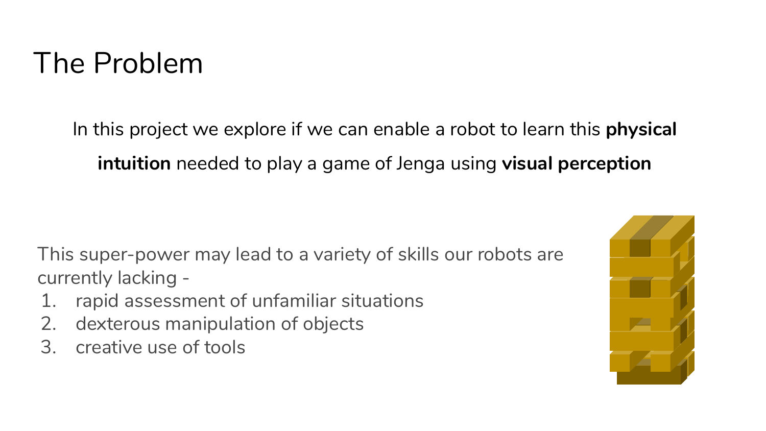# The Problem

In this project we explore if we can enable a robot to learn this **physical intuition** needed to play a game of Jenga using **visual perception**

This super-power may lead to a variety of skills our robots are currently lacking -

1. rapid assessment of unfamiliar situations
2. dexterous manipulation of objects
3. creative use of tools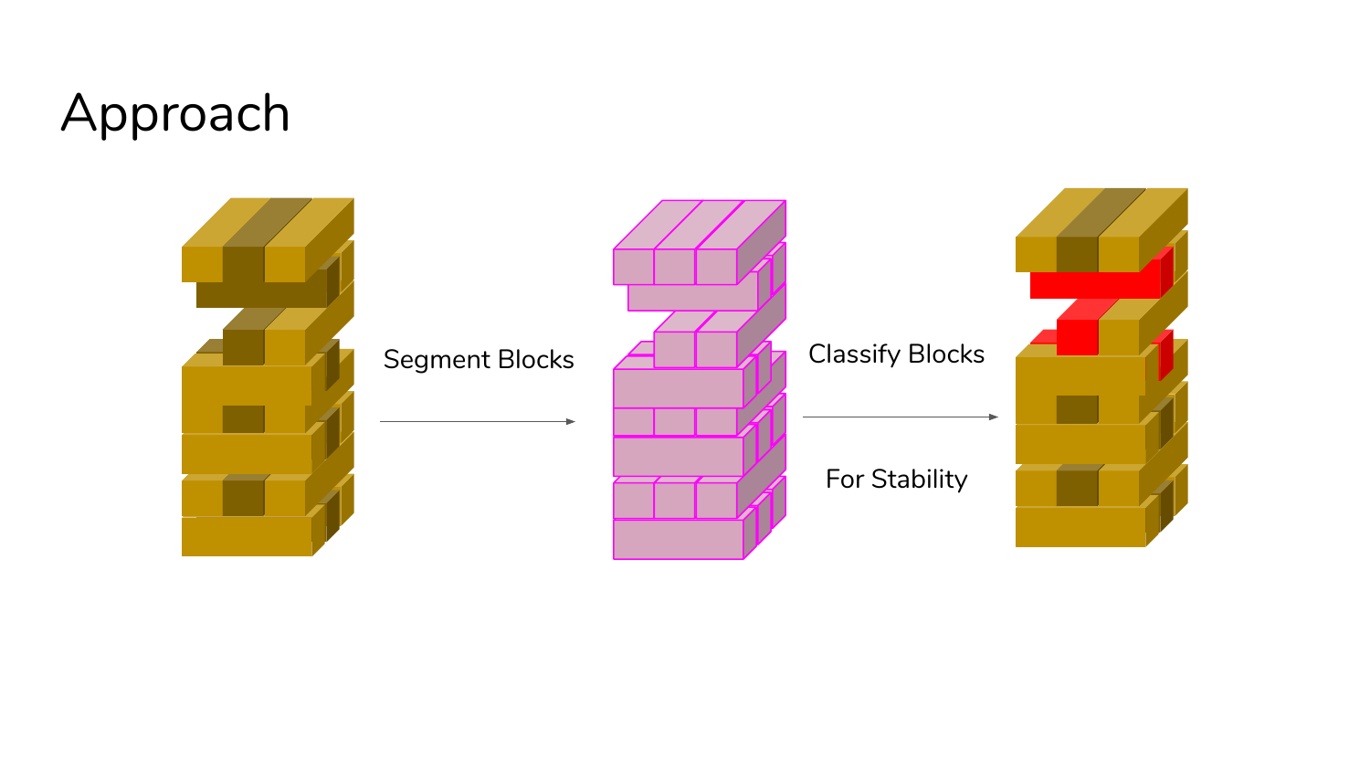# Approach

Segment Blocks

Classify Blocks

For Stability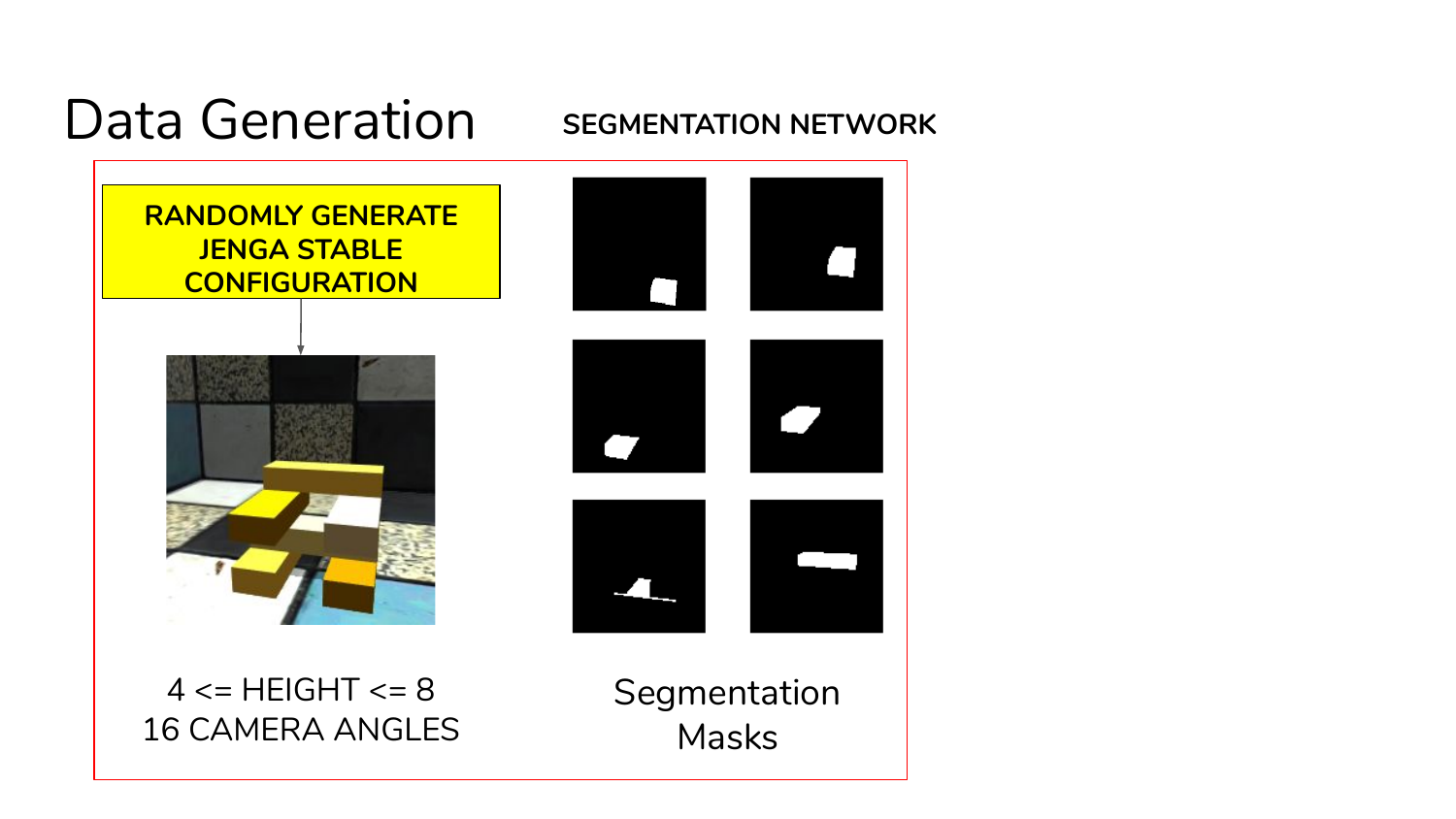# Data Generation

**SEGMENTATION NETWORK**

**RANDOMLY GENERATE JENGA STABLE CONFIGURATION**

4 <= HEIGHT <= 8
16 CAMERA ANGLES

Segmentation Masks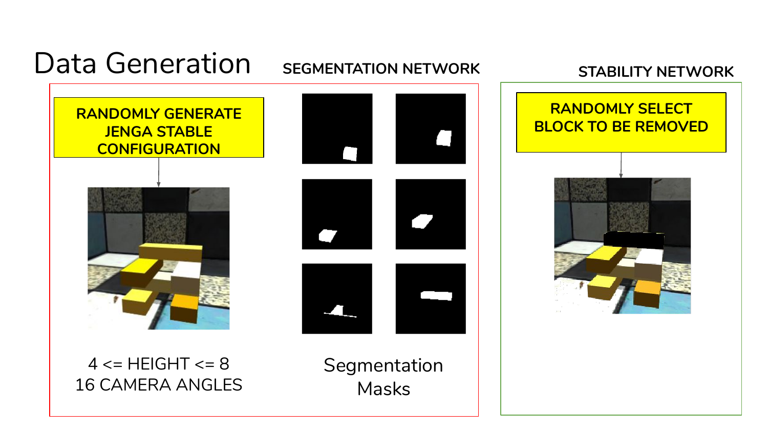# Data Generation

## SEGMENTATION NETWORK

RANDOMLY GENERATE JENGA STABLE CONFIGURATION

4 <= HEIGHT <= 8

16 CAMERA ANGLES

Segmentation Masks

## STABILITY NETWORK

RANDOMLY SELECT BLOCK TO BE REMOVED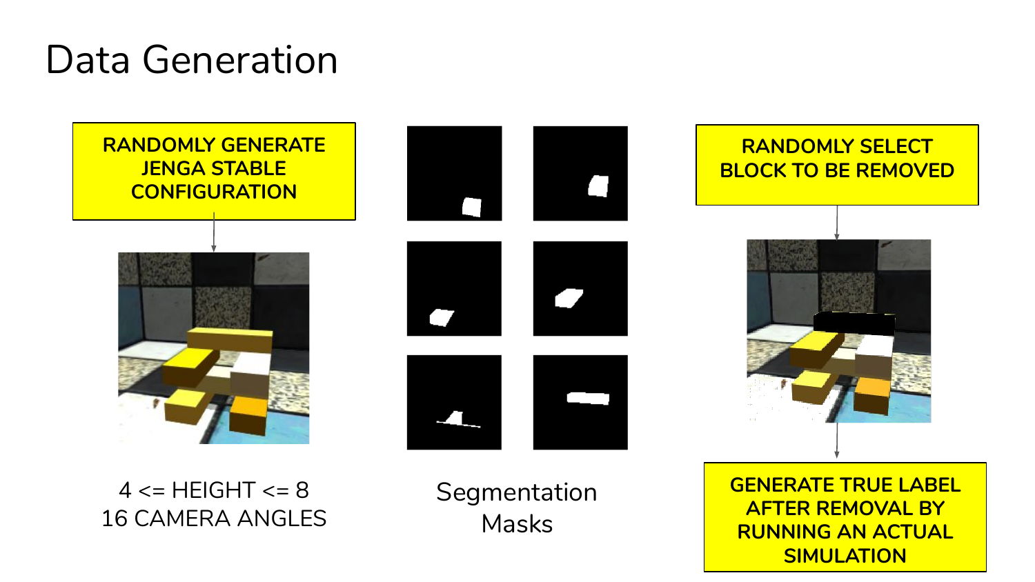# Data Generation

RANDOMLY GENERATE JENGA STABLE CONFIGURATION

4 <= HEIGHT <= 8
16 CAMERA ANGLES

Segmentation Masks

RANDOMLY SELECT BLOCK TO BE REMOVED

GENERATE TRUE LABEL AFTER REMOVAL BY RUNNING AN ACTUAL SIMULATION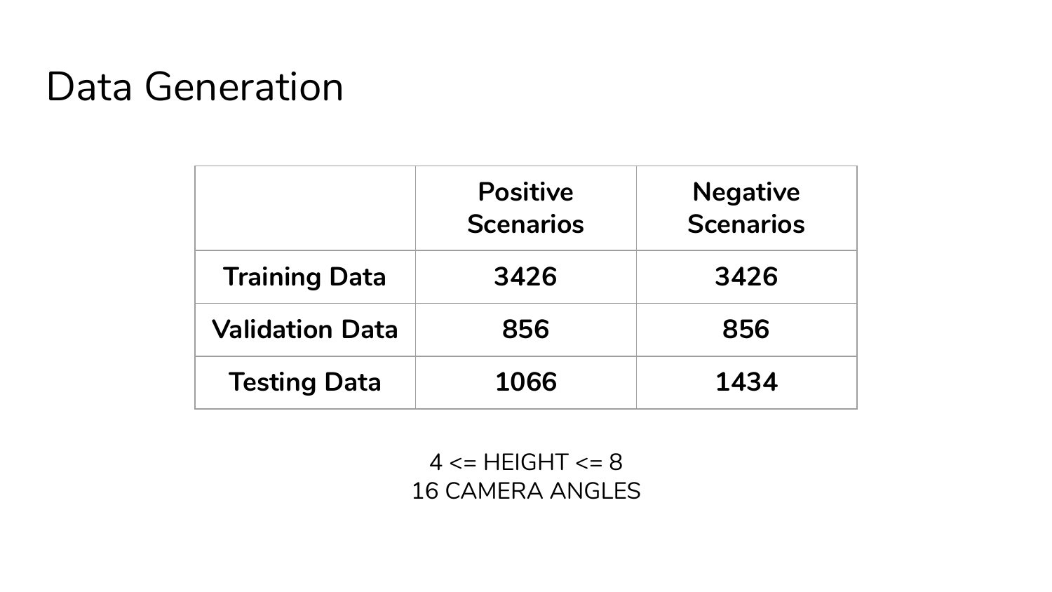# Data Generation

| | **Positive Scenarios** | **Negative Scenarios** |
|---|---|---|
| **Training Data** | **3426** | **3426** |
| **Validation Data** | **856** | **856** |
| **Testing Data** | **1066** | **1434** |

4 <= HEIGHT <= 8
16 CAMERA ANGLES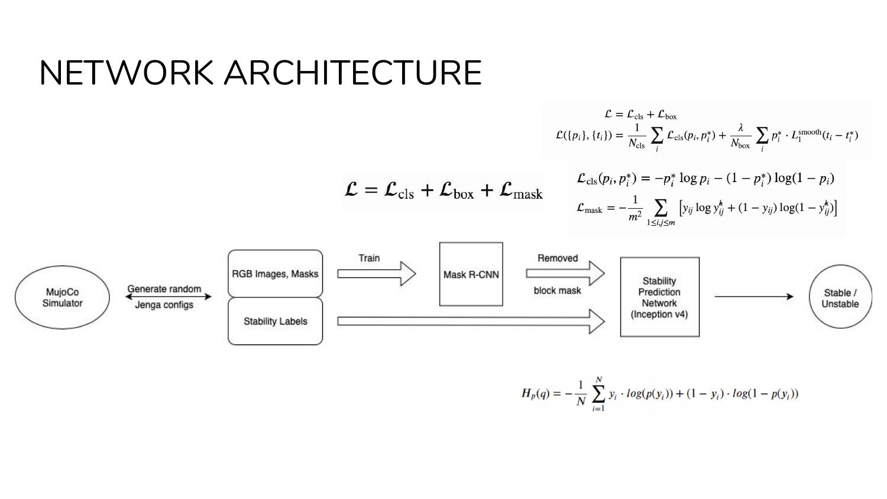# NETWORK ARCHITECTURE

$$\mathcal{L} = \mathcal{L}_{\text{cls}} + \mathcal{L}_{\text{box}}$$

$$\mathcal{L}(\{p_i\}, \{t_i\}) = \frac{1}{N_{\text{cls}}} \sum_i \mathcal{L}_{\text{cls}}(p_i, p_i^*) + \frac{\lambda}{N_{\text{box}}} \sum_i p_i^* \cdot L_1^{\text{smooth}}(t_i - t_i^*)$$

$$\mathcal{L} = \mathcal{L}_{\text{cls}} + \mathcal{L}_{\text{box}} + \mathcal{L}_{\text{mask}}$$

$$\mathcal{L}_{\text{cls}}(p_i, p_i^*) = -p_i^* \log p_i - (1 - p_i^*) \log(1 - p_i)$$

$$\mathcal{L}_{\text{mask}} = -\frac{1}{m^2} \sum_{1 \leq i,j \leq m} \left[ y_{ij} \log y_{ij}^k + (1 - y_{ij}) \log(1 - y_{ij}^k) \right]$$

MujoCo Simulator ↔ Generate random Jenga configs → RGB Images, Masks; Stability Labels

RGB Images, Masks → Train → Mask R-CNN → Removed block mask → Stability Prediction Network (Inception v4)

Stability Labels → Stability Prediction Network (Inception v4) → Stable / Unstable

$$H_p(q) = -\frac{1}{N} \sum_{i=1}^{N} y_i \cdot log(p(y_i)) + (1 - y_i) \cdot log(1 - p(y_i))$$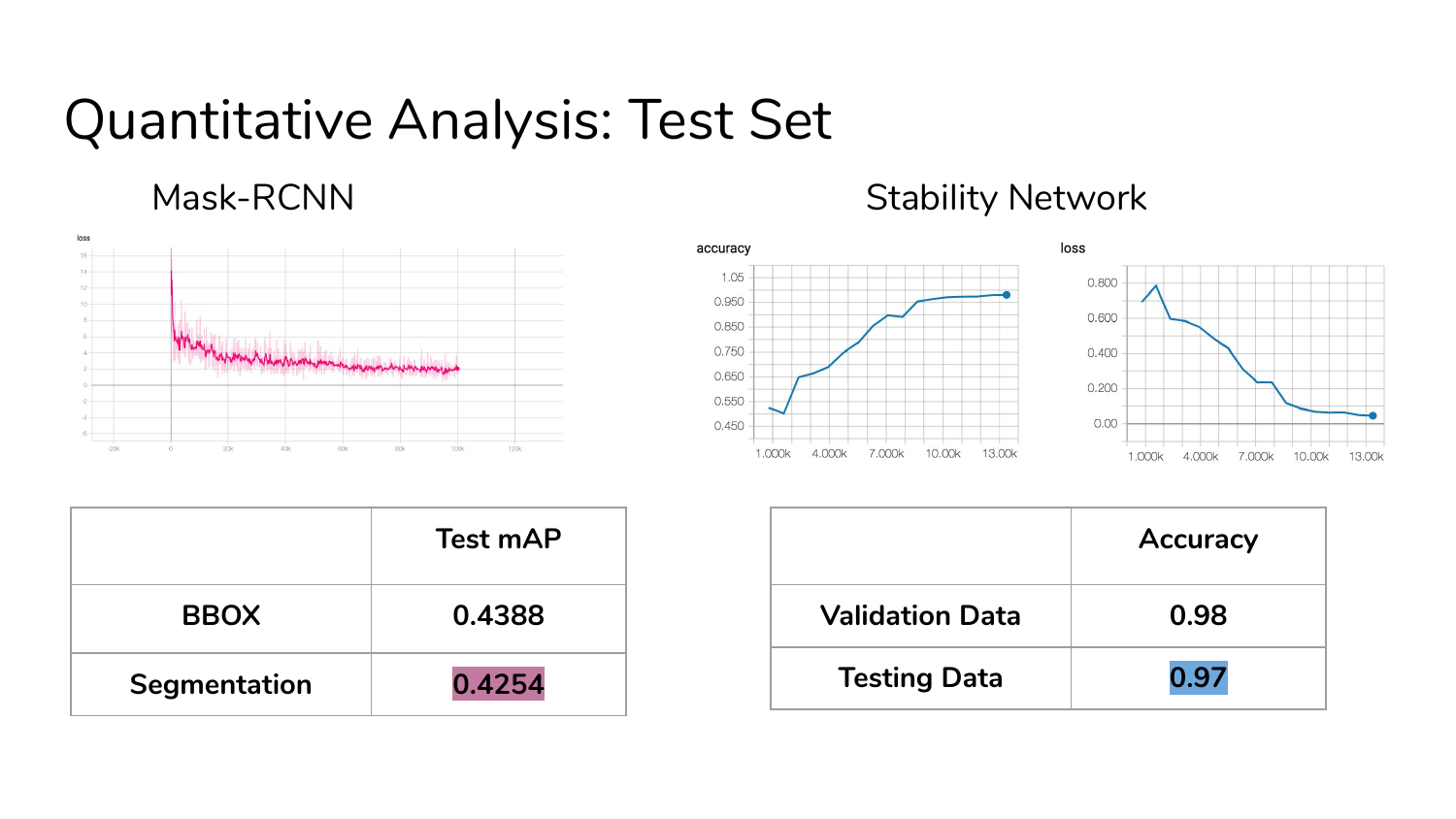# Quantitative Analysis: Test Set

## Mask-RCNN

| | Test mAP |
|---|---|
| BBOX | 0.4388 |
| Segmentation | 0.4254 |

## Stability Network

| | Accuracy |
|---|---|
| Validation Data | 0.98 |
| Testing Data | 0.97 |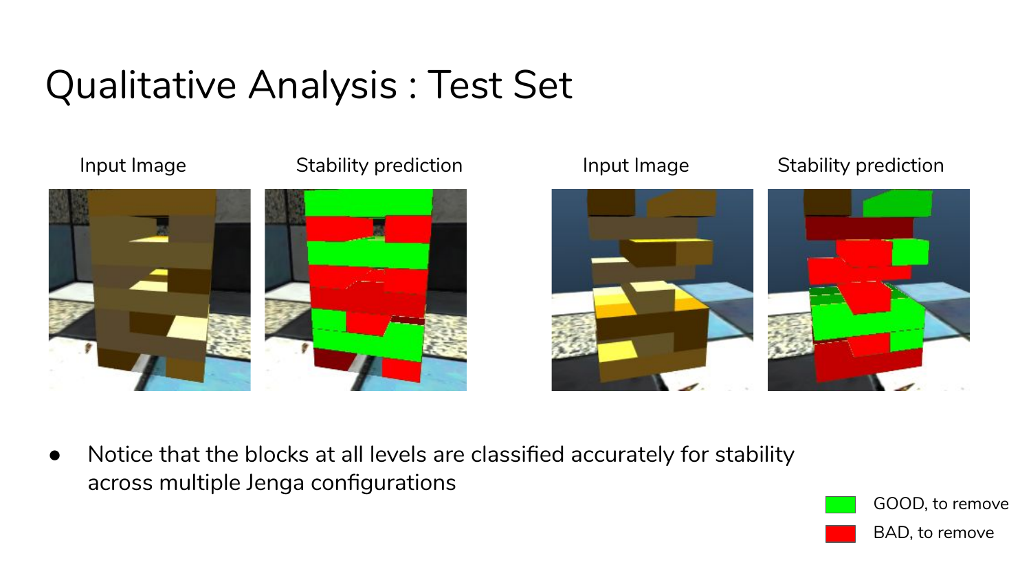# Qualitative Analysis : Test Set

Input Image | Stability prediction | Input Image | Stability prediction

- Notice that the blocks at all levels are classified accurately for stability across multiple Jenga configurations

GOOD, to remove

BAD, to remove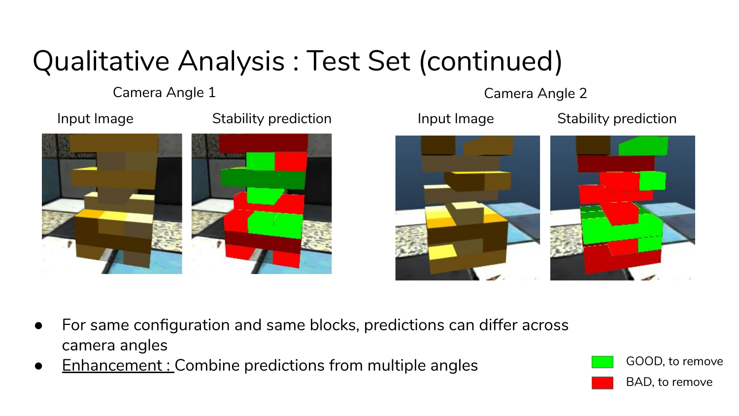# Qualitative Analysis : Test Set (continued)

Camera Angle 1

Input Image | Stability prediction

Camera Angle 2

Input Image | Stability prediction

- For same configuration and same blocks, predictions can differ across camera angles
- Enhancement : Combine predictions from multiple angles

GOOD, to remove

BAD, to remove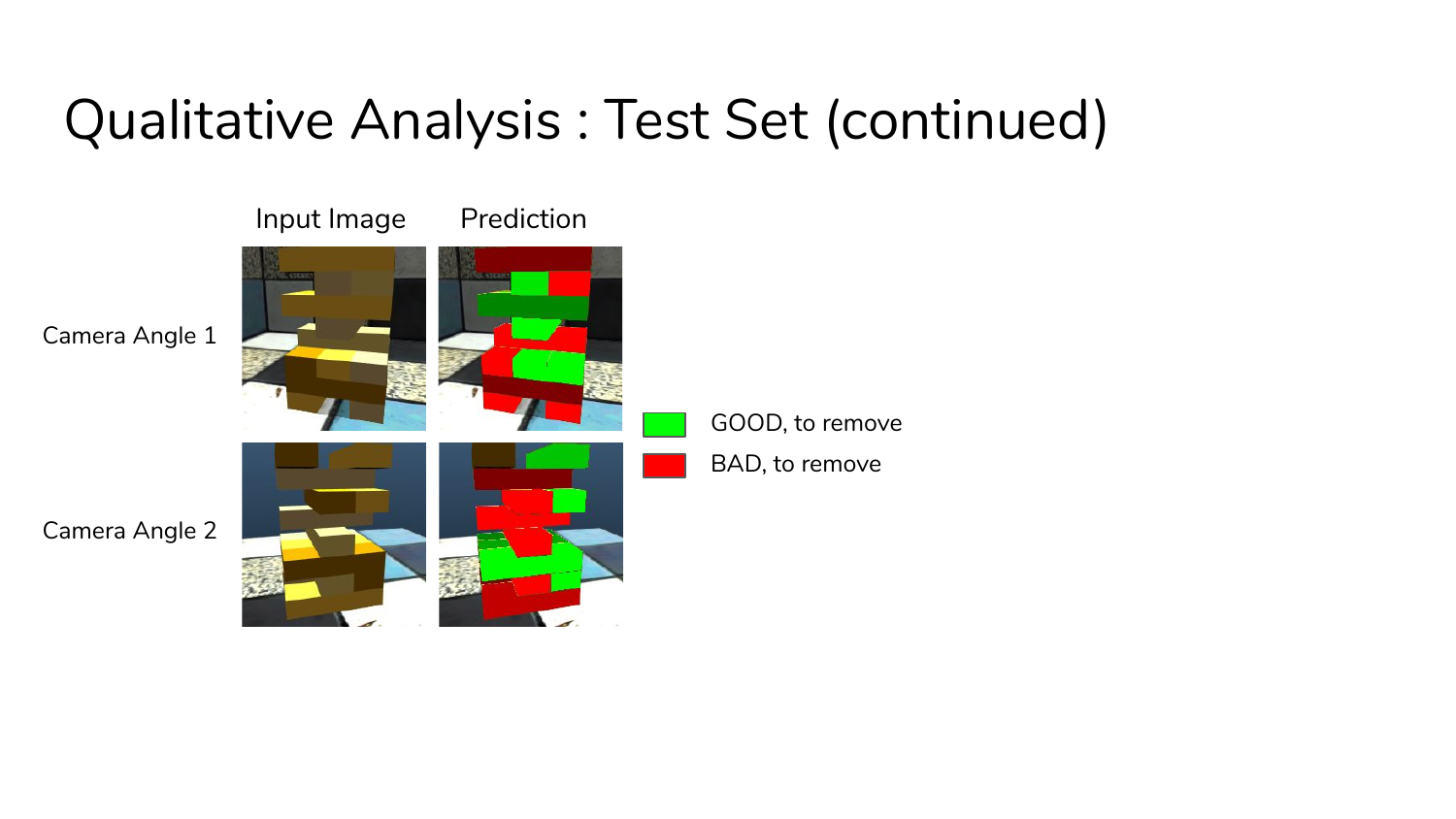# Qualitative Analysis : Test Set (continued)

Input Image | Prediction

Camera Angle 1

Camera Angle 2

GOOD, to remove

BAD, to remove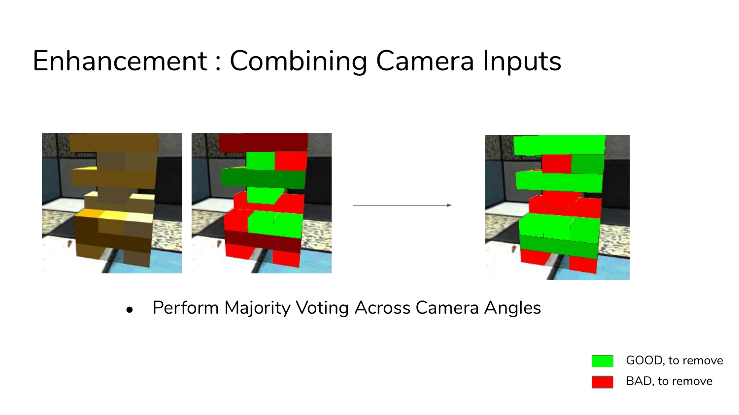# Enhancement : Combining Camera Inputs

- Perform Majority Voting Across Camera Angles

GOOD, to remove

BAD, to remove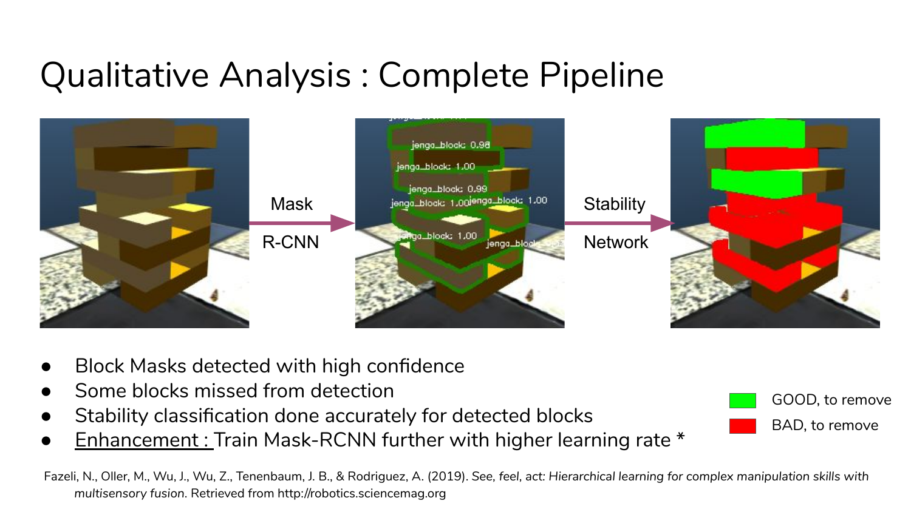# Qualitative Analysis : Complete Pipeline

Mask R-CNN → Stability Network

- Block Masks detected with high confidence
- Some blocks missed from detection
- Stability classification done accurately for detected blocks
- <u>Enhancement :</u> Train Mask-RCNN further with higher learning rate *

GOOD, to remove

BAD, to remove

Fazeli, N., Oller, M., Wu, J., Wu, Z., Tenenbaum, J. B., & Rodriguez, A. (2019). *See, feel, act: Hierarchical learning for complex manipulation skills with multisensory fusion*. Retrieved from http://robotics.sciencemag.org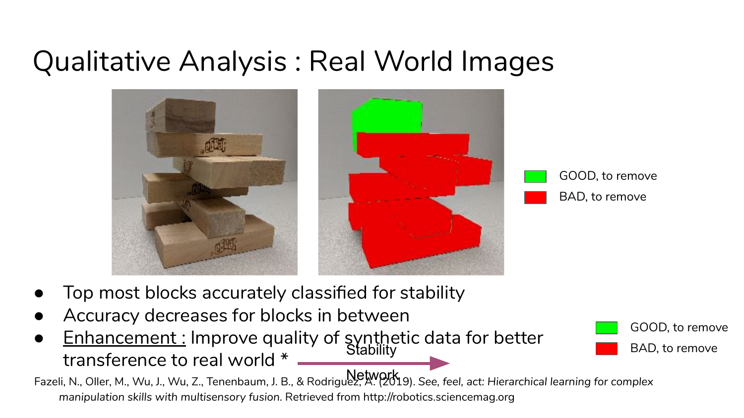# Qualitative Analysis : Real World Images

GOOD, to remove

BAD, to remove

- Top most blocks accurately classified for stability
- Accuracy decreases for blocks in between
- Enhancement : Improve quality of synthetic data for better transference to real world *

Stability Network

GOOD, to remove

BAD, to remove

Fazeli, N., Oller, M., Wu, J., Wu, Z., Tenenbaum, J. B., & Rodriguez, A. (2019). *See, feel, act: Hierarchical learning for complex manipulation skills with multisensory fusion*. Retrieved from http://robotics.sciencemag.org